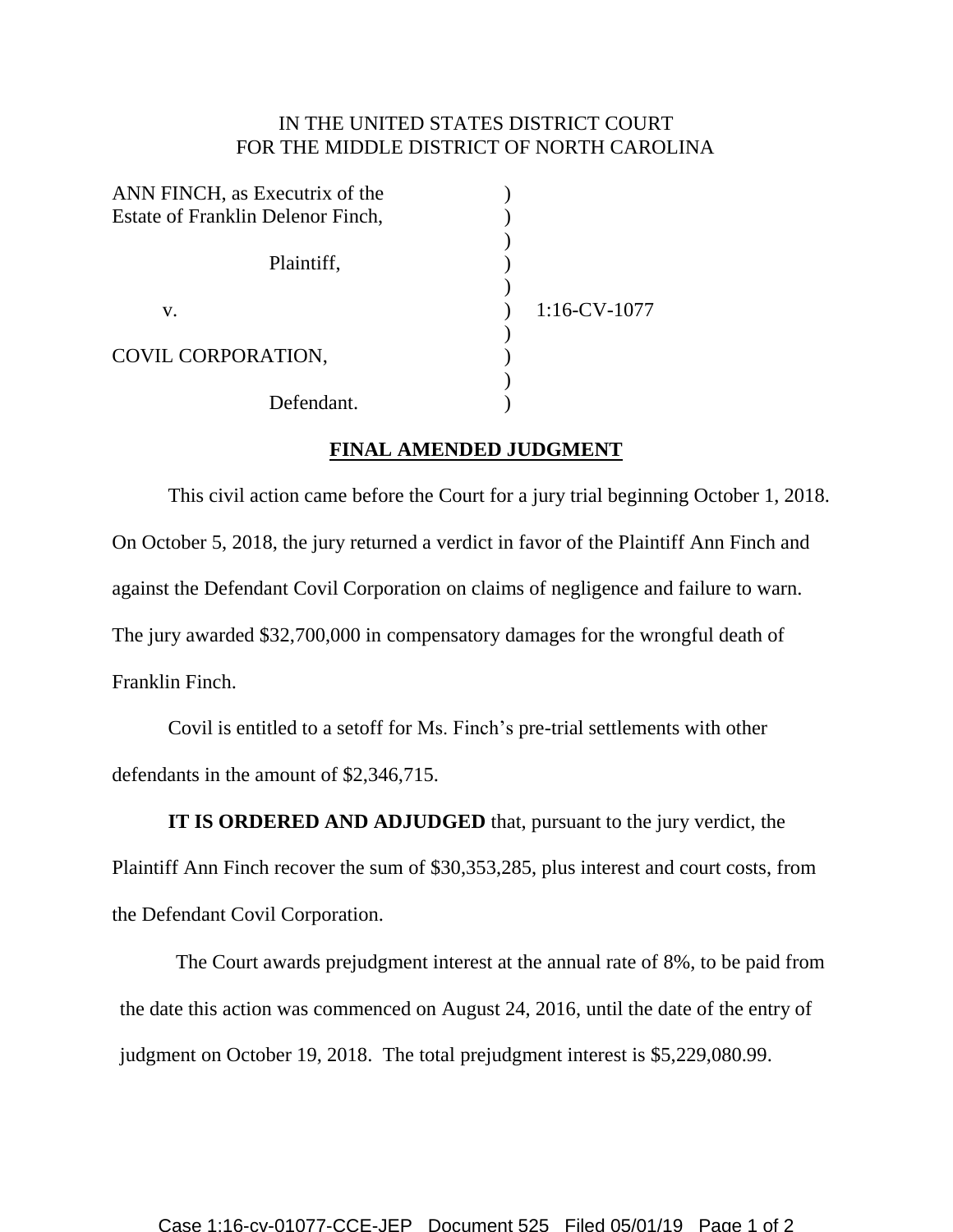IN THE UNITED STATES DISTRICT COURT
FOR THE MIDDLE DISTRICT OF NORTH CAROLINA

ANN FINCH, as Executrix of the Estate of Franklin Delenor Finch,

Plaintiff,

v. 1:16-CV-1077

COVIL CORPORATION,

Defendant.

**FINAL AMENDED JUDGMENT**

This civil action came before the Court for a jury trial beginning October 1, 2018. On October 5, 2018, the jury returned a verdict in favor of the Plaintiff Ann Finch and against the Defendant Covil Corporation on claims of negligence and failure to warn. The jury awarded $32,700,000 in compensatory damages for the wrongful death of Franklin Finch.

Covil is entitled to a setoff for Ms. Finch's pre-trial settlements with other defendants in the amount of $2,346,715.

**IT IS ORDERED AND ADJUDGED** that, pursuant to the jury verdict, the Plaintiff Ann Finch recover the sum of $30,353,285, plus interest and court costs, from the Defendant Covil Corporation.

The Court awards prejudgment interest at the annual rate of 8%, to be paid from the date this action was commenced on August 24, 2016, until the date of the entry of judgment on October 19, 2018. The total prejudgment interest is $5,229,080.99.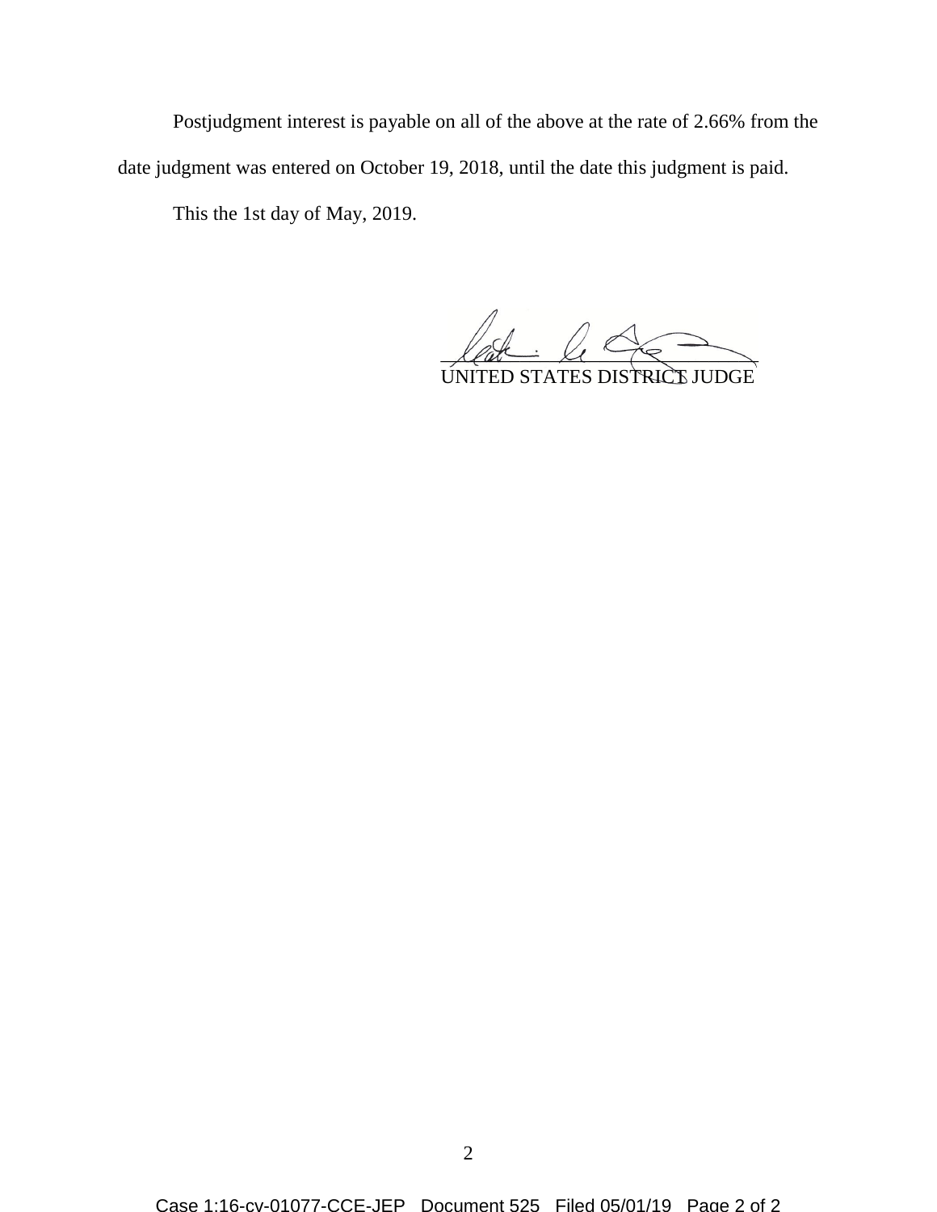Postjudgment interest is payable on all of the above at the rate of 2.66% from the date judgment was entered on October 19, 2018, until the date this judgment is paid.

This the 1st day of May, 2019.

UNITED STATES DISTRICT JUDGE